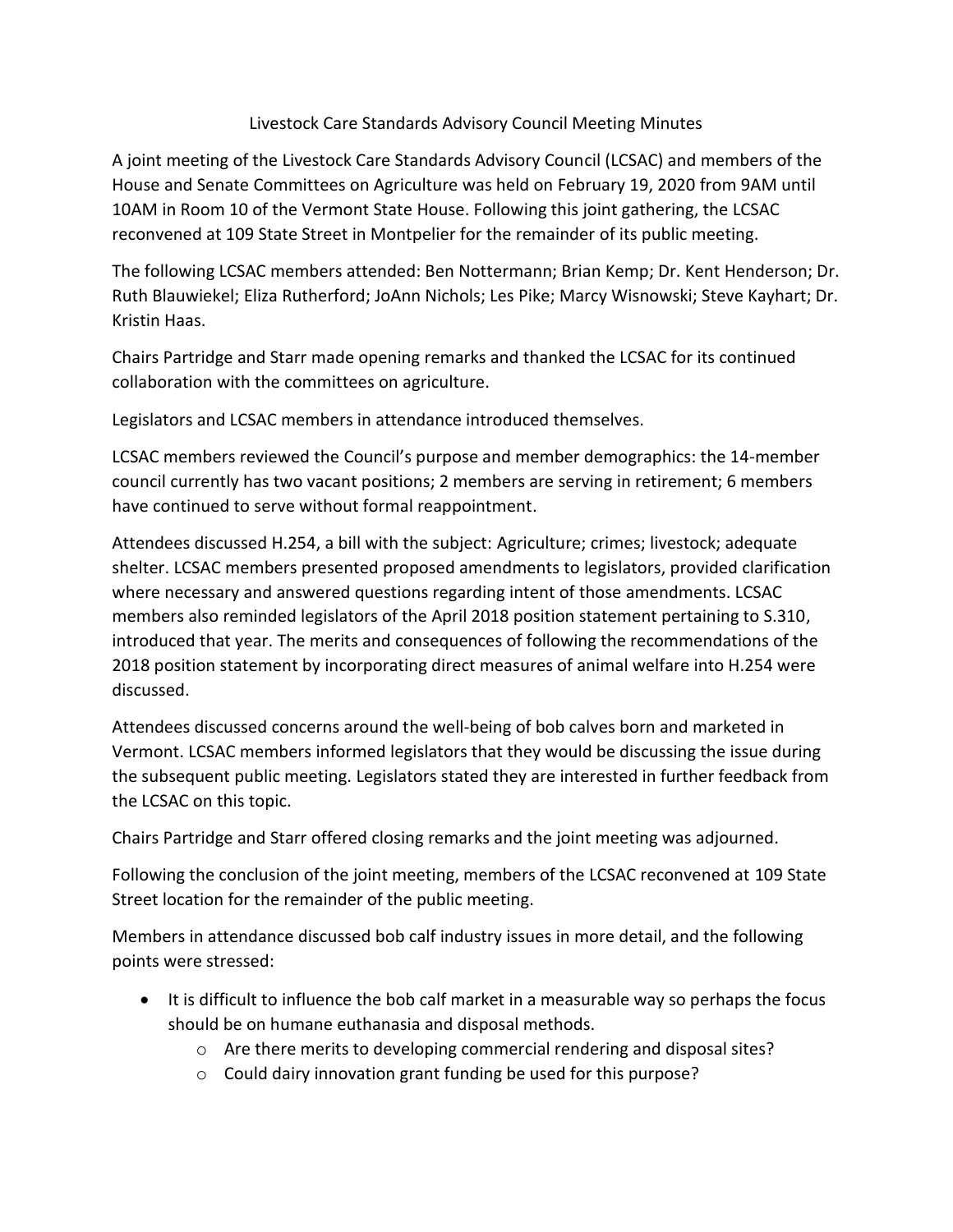# Livestock Care Standards Advisory Council Meeting Minutes

A joint meeting of the Livestock Care Standards Advisory Council (LCSAC) and members of the House and Senate Committees on Agriculture was held on February 19, 2020 from 9AM until 10AM in Room 10 of the Vermont State House. Following this joint gathering, the LCSAC reconvened at 109 State Street in Montpelier for the remainder of its public meeting.

The following LCSAC members attended: Ben Nottermann; Brian Kemp; Dr. Kent Henderson; Dr. Ruth Blauwiekel; Eliza Rutherford; JoAnn Nichols; Les Pike; Marcy Wisnowski; Steve Kayhart; Dr. Kristin Haas.

Chairs Partridge and Starr made opening remarks and thanked the LCSAC for its continued collaboration with the committees on agriculture.

Legislators and LCSAC members in attendance introduced themselves.

LCSAC members reviewed the Council's purpose and member demographics: the 14-member council currently has two vacant positions; 2 members are serving in retirement; 6 members have continued to serve without formal reappointment.

Attendees discussed H.254, a bill with the subject: Agriculture; crimes; livestock; adequate shelter. LCSAC members presented proposed amendments to legislators, provided clarification where necessary and answered questions regarding intent of those amendments. LCSAC members also reminded legislators of the April 2018 position statement pertaining to S.310, introduced that year. The merits and consequences of following the recommendations of the 2018 position statement by incorporating direct measures of animal welfare into H.254 were discussed.

Attendees discussed concerns around the well-being of bob calves born and marketed in Vermont. LCSAC members informed legislators that they would be discussing the issue during the subsequent public meeting. Legislators stated they are interested in further feedback from the LCSAC on this topic.

Chairs Partridge and Starr offered closing remarks and the joint meeting was adjourned.

Following the conclusion of the joint meeting, members of the LCSAC reconvened at 109 State Street location for the remainder of the public meeting.

Members in attendance discussed bob calf industry issues in more detail, and the following points were stressed:

- It is difficult to influence the bob calf market in a measurable way so perhaps the focus should be on humane euthanasia and disposal methods.
  - Are there merits to developing commercial rendering and disposal sites?
  - Could dairy innovation grant funding be used for this purpose?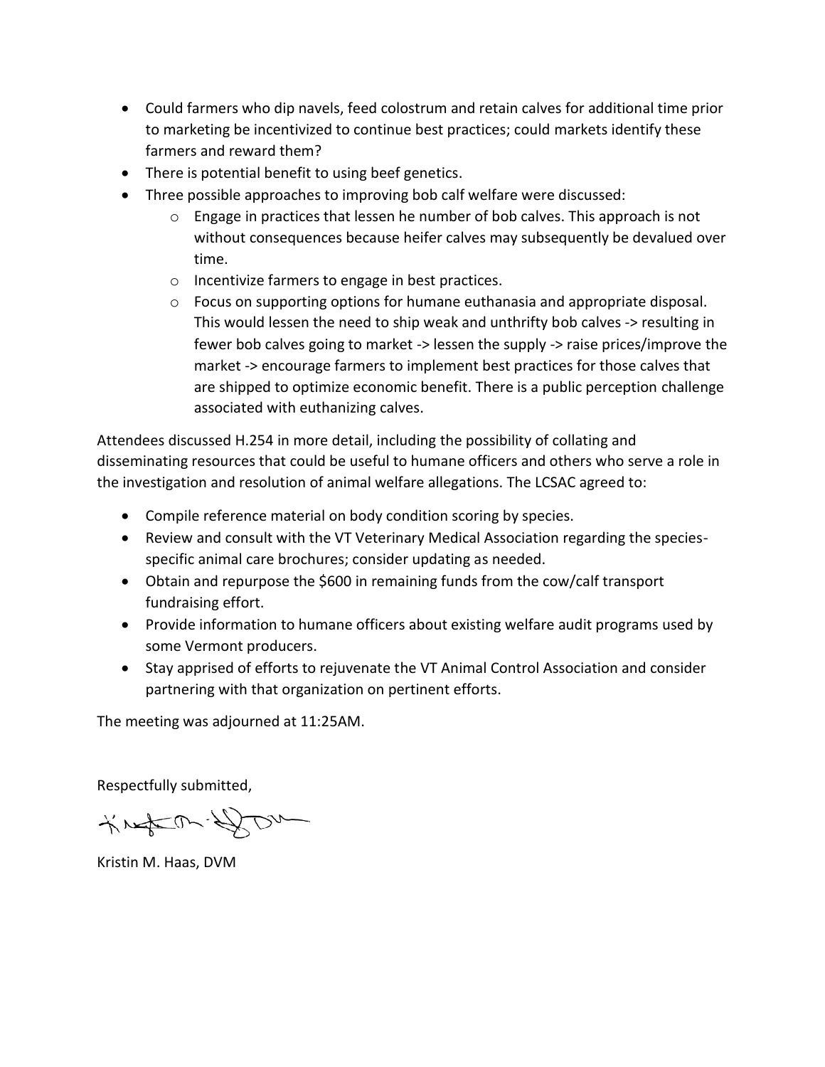- Could farmers who dip navels, feed colostrum and retain calves for additional time prior to marketing be incentivized to continue best practices; could markets identify these farmers and reward them?
- There is potential benefit to using beef genetics.
- Three possible approaches to improving bob calf welfare were discussed:
  - Engage in practices that lessen he number of bob calves. This approach is not without consequences because heifer calves may subsequently be devalued over time.
  - Incentivize farmers to engage in best practices.
  - Focus on supporting options for humane euthanasia and appropriate disposal. This would lessen the need to ship weak and unthrifty bob calves -> resulting in fewer bob calves going to market -> lessen the supply -> raise prices/improve the market -> encourage farmers to implement best practices for those calves that are shipped to optimize economic benefit. There is a public perception challenge associated with euthanizing calves.

Attendees discussed H.254 in more detail, including the possibility of collating and disseminating resources that could be useful to humane officers and others who serve a role in the investigation and resolution of animal welfare allegations. The LCSAC agreed to:

- Compile reference material on body condition scoring by species.
- Review and consult with the VT Veterinary Medical Association regarding the species-specific animal care brochures; consider updating as needed.
- Obtain and repurpose the $600 in remaining funds from the cow/calf transport fundraising effort.
- Provide information to humane officers about existing welfare audit programs used by some Vermont producers.
- Stay apprised of efforts to rejuvenate the VT Animal Control Association and consider partnering with that organization on pertinent efforts.

The meeting was adjourned at 11:25AM.

Respectfully submitted,

Kristin M. Haas, DVM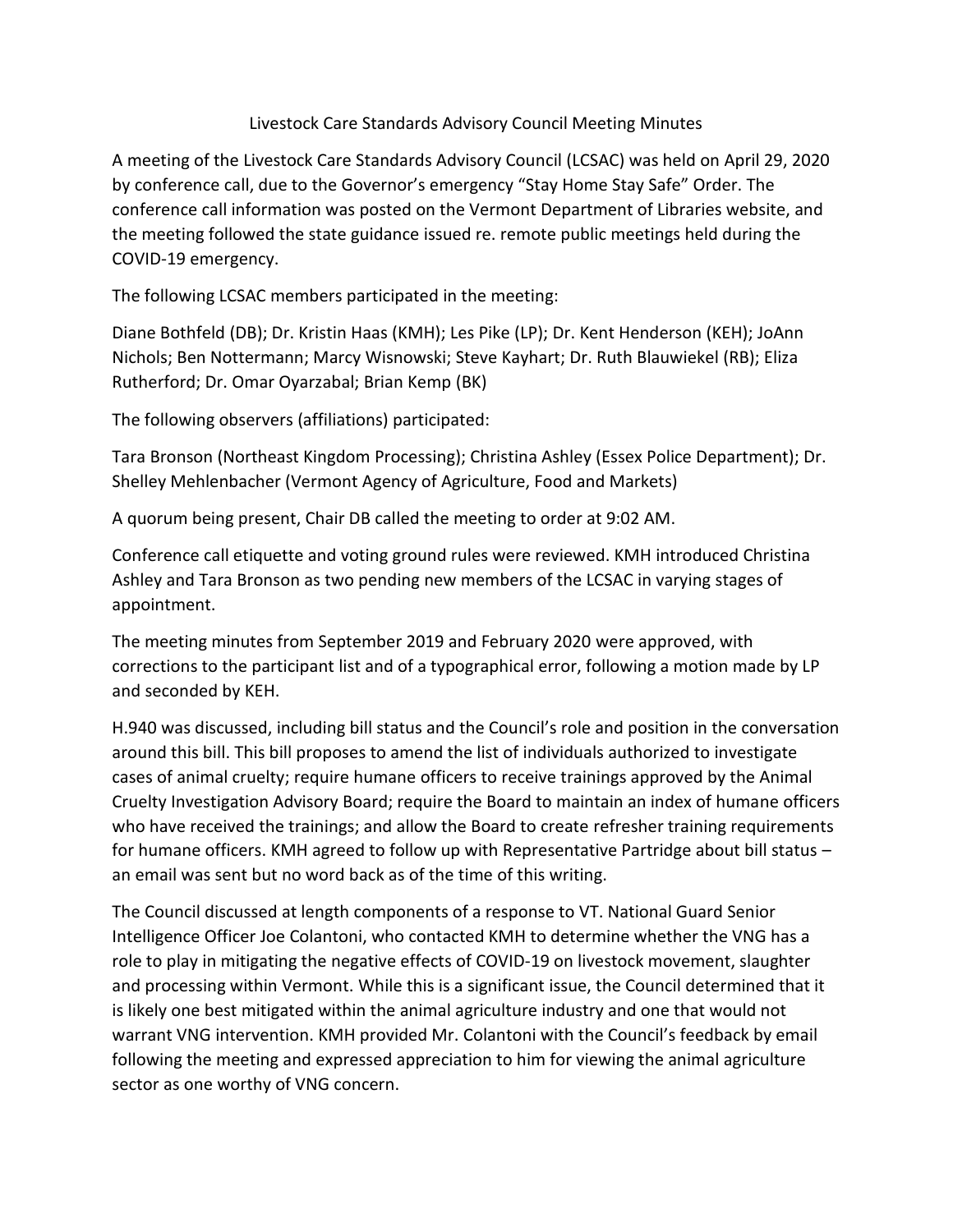# Livestock Care Standards Advisory Council Meeting Minutes

A meeting of the Livestock Care Standards Advisory Council (LCSAC) was held on April 29, 2020 by conference call, due to the Governor's emergency "Stay Home Stay Safe" Order. The conference call information was posted on the Vermont Department of Libraries website, and the meeting followed the state guidance issued re. remote public meetings held during the COVID-19 emergency.

The following LCSAC members participated in the meeting:

Diane Bothfeld (DB); Dr. Kristin Haas (KMH); Les Pike (LP); Dr. Kent Henderson (KEH); JoAnn Nichols; Ben Nottermann; Marcy Wisnowski; Steve Kayhart; Dr. Ruth Blauwiekel (RB); Eliza Rutherford; Dr. Omar Oyarzabal; Brian Kemp (BK)

The following observers (affiliations) participated:

Tara Bronson (Northeast Kingdom Processing); Christina Ashley (Essex Police Department); Dr. Shelley Mehlenbacher (Vermont Agency of Agriculture, Food and Markets)

A quorum being present, Chair DB called the meeting to order at 9:02 AM.

Conference call etiquette and voting ground rules were reviewed. KMH introduced Christina Ashley and Tara Bronson as two pending new members of the LCSAC in varying stages of appointment.

The meeting minutes from September 2019 and February 2020 were approved, with corrections to the participant list and of a typographical error, following a motion made by LP and seconded by KEH.

H.940 was discussed, including bill status and the Council's role and position in the conversation around this bill. This bill proposes to amend the list of individuals authorized to investigate cases of animal cruelty; require humane officers to receive trainings approved by the Animal Cruelty Investigation Advisory Board; require the Board to maintain an index of humane officers who have received the trainings; and allow the Board to create refresher training requirements for humane officers. KMH agreed to follow up with Representative Partridge about bill status – an email was sent but no word back as of the time of this writing.

The Council discussed at length components of a response to VT. National Guard Senior Intelligence Officer Joe Colantoni, who contacted KMH to determine whether the VNG has a role to play in mitigating the negative effects of COVID-19 on livestock movement, slaughter and processing within Vermont. While this is a significant issue, the Council determined that it is likely one best mitigated within the animal agriculture industry and one that would not warrant VNG intervention. KMH provided Mr. Colantoni with the Council's feedback by email following the meeting and expressed appreciation to him for viewing the animal agriculture sector as one worthy of VNG concern.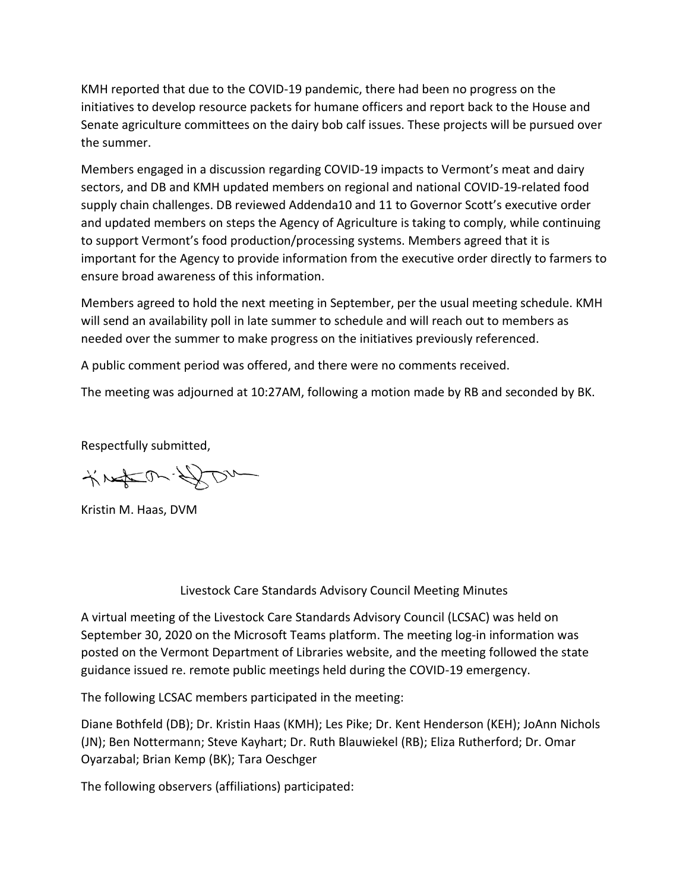KMH reported that due to the COVID-19 pandemic, there had been no progress on the initiatives to develop resource packets for humane officers and report back to the House and Senate agriculture committees on the dairy bob calf issues. These projects will be pursued over the summer.

Members engaged in a discussion regarding COVID-19 impacts to Vermont's meat and dairy sectors, and DB and KMH updated members on regional and national COVID-19-related food supply chain challenges. DB reviewed Addenda10 and 11 to Governor Scott's executive order and updated members on steps the Agency of Agriculture is taking to comply, while continuing to support Vermont's food production/processing systems. Members agreed that it is important for the Agency to provide information from the executive order directly to farmers to ensure broad awareness of this information.

Members agreed to hold the next meeting in September, per the usual meeting schedule. KMH will send an availability poll in late summer to schedule and will reach out to members as needed over the summer to make progress on the initiatives previously referenced.

A public comment period was offered, and there were no comments received.

The meeting was adjourned at 10:27AM, following a motion made by RB and seconded by BK.

Respectfully submitted,

Kristin M. Haas, DVM

Livestock Care Standards Advisory Council Meeting Minutes

A virtual meeting of the Livestock Care Standards Advisory Council (LCSAC) was held on September 30, 2020 on the Microsoft Teams platform. The meeting log-in information was posted on the Vermont Department of Libraries website, and the meeting followed the state guidance issued re. remote public meetings held during the COVID-19 emergency.

The following LCSAC members participated in the meeting:

Diane Bothfeld (DB); Dr. Kristin Haas (KMH); Les Pike; Dr. Kent Henderson (KEH); JoAnn Nichols (JN); Ben Nottermann; Steve Kayhart; Dr. Ruth Blauwiekel (RB); Eliza Rutherford; Dr. Omar Oyarzabal; Brian Kemp (BK); Tara Oeschger

The following observers (affiliations) participated: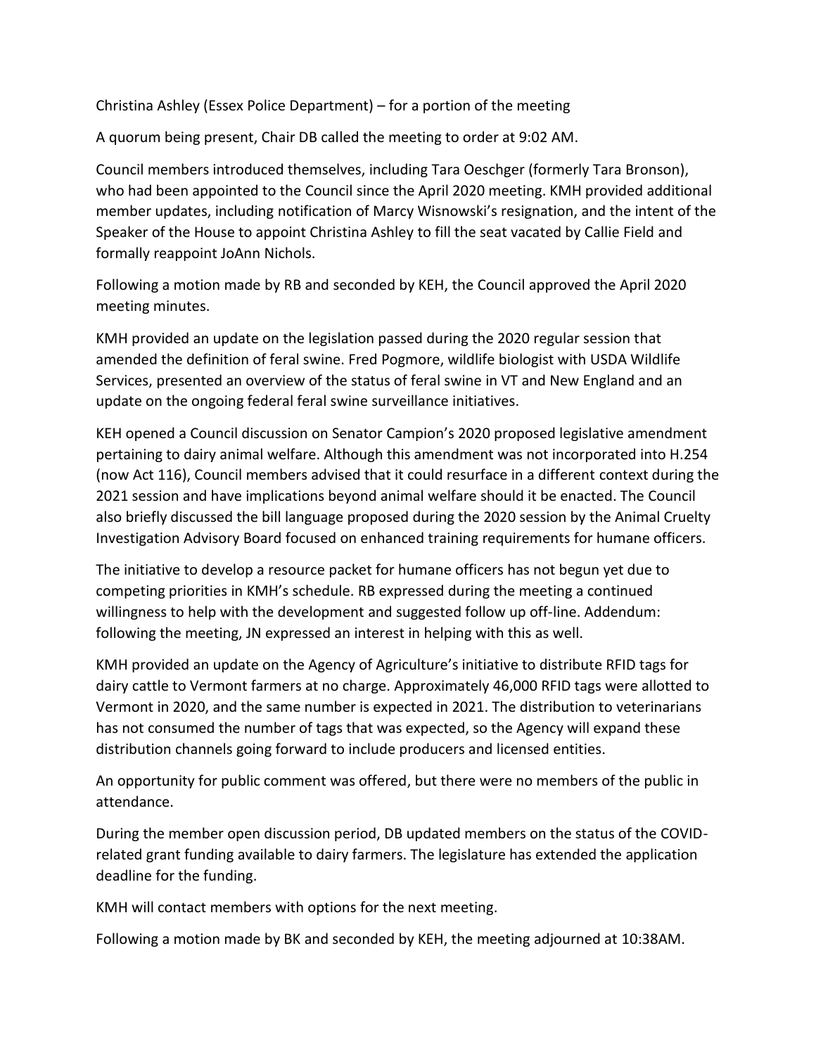Christina Ashley (Essex Police Department) – for a portion of the meeting

A quorum being present, Chair DB called the meeting to order at 9:02 AM.

Council members introduced themselves, including Tara Oeschger (formerly Tara Bronson), who had been appointed to the Council since the April 2020 meeting. KMH provided additional member updates, including notification of Marcy Wisnowski's resignation, and the intent of the Speaker of the House to appoint Christina Ashley to fill the seat vacated by Callie Field and formally reappoint JoAnn Nichols.

Following a motion made by RB and seconded by KEH, the Council approved the April 2020 meeting minutes.

KMH provided an update on the legislation passed during the 2020 regular session that amended the definition of feral swine. Fred Pogmore, wildlife biologist with USDA Wildlife Services, presented an overview of the status of feral swine in VT and New England and an update on the ongoing federal feral swine surveillance initiatives.

KEH opened a Council discussion on Senator Campion's 2020 proposed legislative amendment pertaining to dairy animal welfare. Although this amendment was not incorporated into H.254 (now Act 116), Council members advised that it could resurface in a different context during the 2021 session and have implications beyond animal welfare should it be enacted. The Council also briefly discussed the bill language proposed during the 2020 session by the Animal Cruelty Investigation Advisory Board focused on enhanced training requirements for humane officers.

The initiative to develop a resource packet for humane officers has not begun yet due to competing priorities in KMH's schedule. RB expressed during the meeting a continued willingness to help with the development and suggested follow up off-line. Addendum: following the meeting, JN expressed an interest in helping with this as well.

KMH provided an update on the Agency of Agriculture's initiative to distribute RFID tags for dairy cattle to Vermont farmers at no charge. Approximately 46,000 RFID tags were allotted to Vermont in 2020, and the same number is expected in 2021. The distribution to veterinarians has not consumed the number of tags that was expected, so the Agency will expand these distribution channels going forward to include producers and licensed entities.

An opportunity for public comment was offered, but there were no members of the public in attendance.

During the member open discussion period, DB updated members on the status of the COVID-related grant funding available to dairy farmers. The legislature has extended the application deadline for the funding.

KMH will contact members with options for the next meeting.

Following a motion made by BK and seconded by KEH, the meeting adjourned at 10:38AM.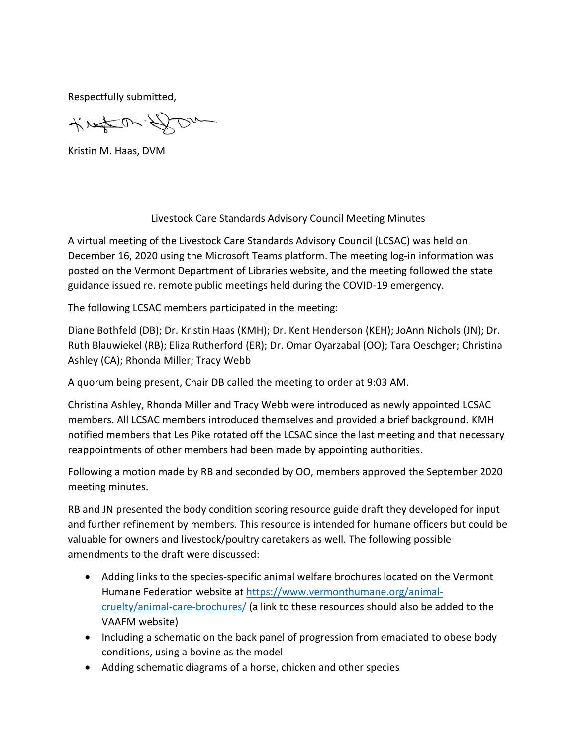Respectfully submitted,

Kristin M. Haas, DVM

Livestock Care Standards Advisory Council Meeting Minutes

A virtual meeting of the Livestock Care Standards Advisory Council (LCSAC) was held on December 16, 2020 using the Microsoft Teams platform. The meeting log-in information was posted on the Vermont Department of Libraries website, and the meeting followed the state guidance issued re. remote public meetings held during the COVID-19 emergency.

The following LCSAC members participated in the meeting:

Diane Bothfeld (DB); Dr. Kristin Haas (KMH); Dr. Kent Henderson (KEH); JoAnn Nichols (JN); Dr. Ruth Blauwiekel (RB); Eliza Rutherford (ER); Dr. Omar Oyarzabal (OO); Tara Oeschger; Christina Ashley (CA); Rhonda Miller; Tracy Webb

A quorum being present, Chair DB called the meeting to order at 9:03 AM.

Christina Ashley, Rhonda Miller and Tracy Webb were introduced as newly appointed LCSAC members. All LCSAC members introduced themselves and provided a brief background. KMH notified members that Les Pike rotated off the LCSAC since the last meeting and that necessary reappointments of other members had been made by appointing authorities.

Following a motion made by RB and seconded by OO, members approved the September 2020 meeting minutes.

RB and JN presented the body condition scoring resource guide draft they developed for input and further refinement by members. This resource is intended for humane officers but could be valuable for owners and livestock/poultry caretakers as well. The following possible amendments to the draft were discussed:

- Adding links to the species-specific animal welfare brochures located on the Vermont Humane Federation website at https://www.vermonthumane.org/animal-cruelty/animal-care-brochures/ (a link to these resources should also be added to the VAAFM website)
- Including a schematic on the back panel of progression from emaciated to obese body conditions, using a bovine as the model
- Adding schematic diagrams of a horse, chicken and other species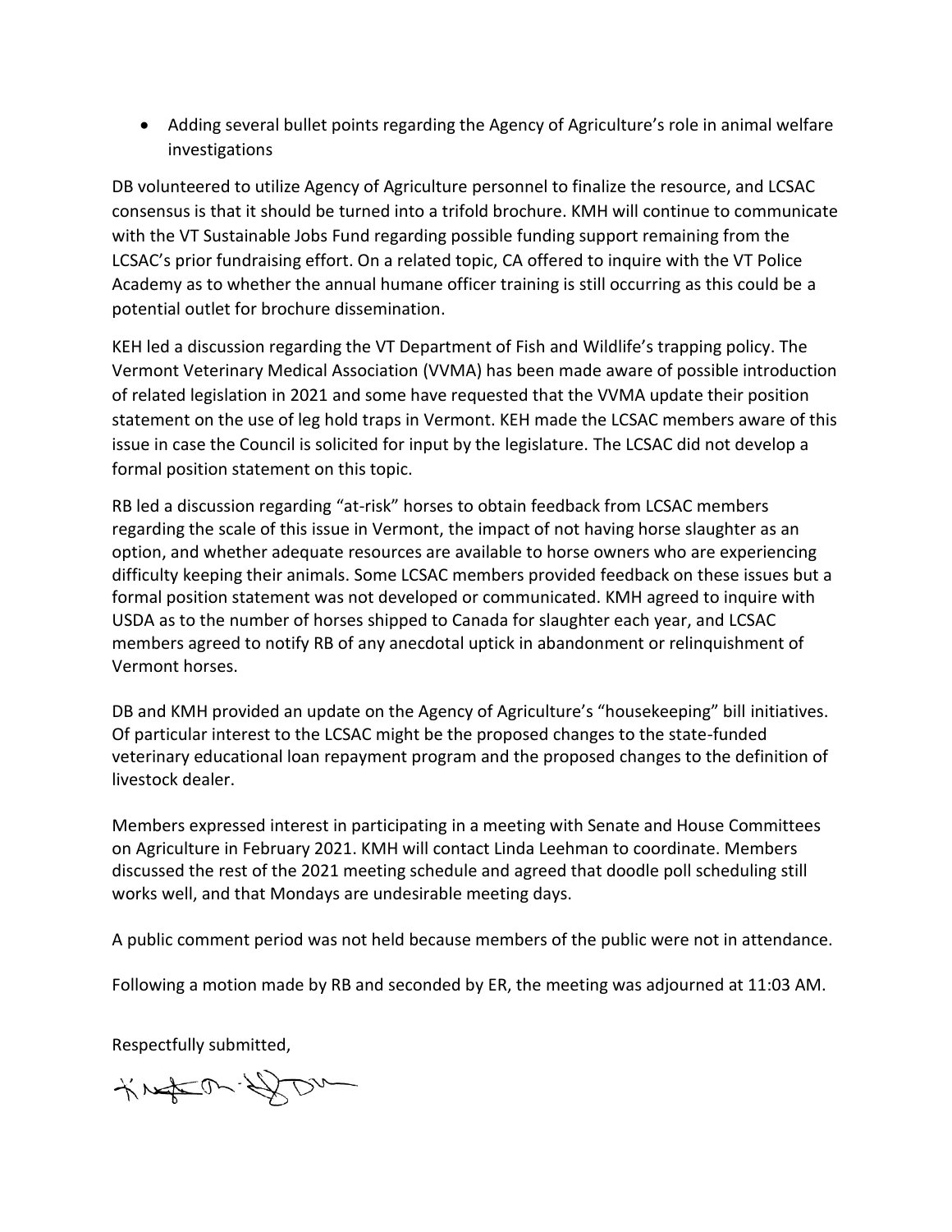- Adding several bullet points regarding the Agency of Agriculture's role in animal welfare investigations

DB volunteered to utilize Agency of Agriculture personnel to finalize the resource, and LCSAC consensus is that it should be turned into a trifold brochure. KMH will continue to communicate with the VT Sustainable Jobs Fund regarding possible funding support remaining from the LCSAC's prior fundraising effort. On a related topic, CA offered to inquire with the VT Police Academy as to whether the annual humane officer training is still occurring as this could be a potential outlet for brochure dissemination.

KEH led a discussion regarding the VT Department of Fish and Wildlife's trapping policy. The Vermont Veterinary Medical Association (VVMA) has been made aware of possible introduction of related legislation in 2021 and some have requested that the VVMA update their position statement on the use of leg hold traps in Vermont. KEH made the LCSAC members aware of this issue in case the Council is solicited for input by the legislature. The LCSAC did not develop a formal position statement on this topic.

RB led a discussion regarding "at-risk" horses to obtain feedback from LCSAC members regarding the scale of this issue in Vermont, the impact of not having horse slaughter as an option, and whether adequate resources are available to horse owners who are experiencing difficulty keeping their animals. Some LCSAC members provided feedback on these issues but a formal position statement was not developed or communicated. KMH agreed to inquire with USDA as to the number of horses shipped to Canada for slaughter each year, and LCSAC members agreed to notify RB of any anecdotal uptick in abandonment or relinquishment of Vermont horses.

DB and KMH provided an update on the Agency of Agriculture's "housekeeping" bill initiatives. Of particular interest to the LCSAC might be the proposed changes to the state-funded veterinary educational loan repayment program and the proposed changes to the definition of livestock dealer.

Members expressed interest in participating in a meeting with Senate and House Committees on Agriculture in February 2021. KMH will contact Linda Leehman to coordinate. Members discussed the rest of the 2021 meeting schedule and agreed that doodle poll scheduling still works well, and that Mondays are undesirable meeting days.

A public comment period was not held because members of the public were not in attendance.

Following a motion made by RB and seconded by ER, the meeting was adjourned at 11:03 AM.

Respectfully submitted,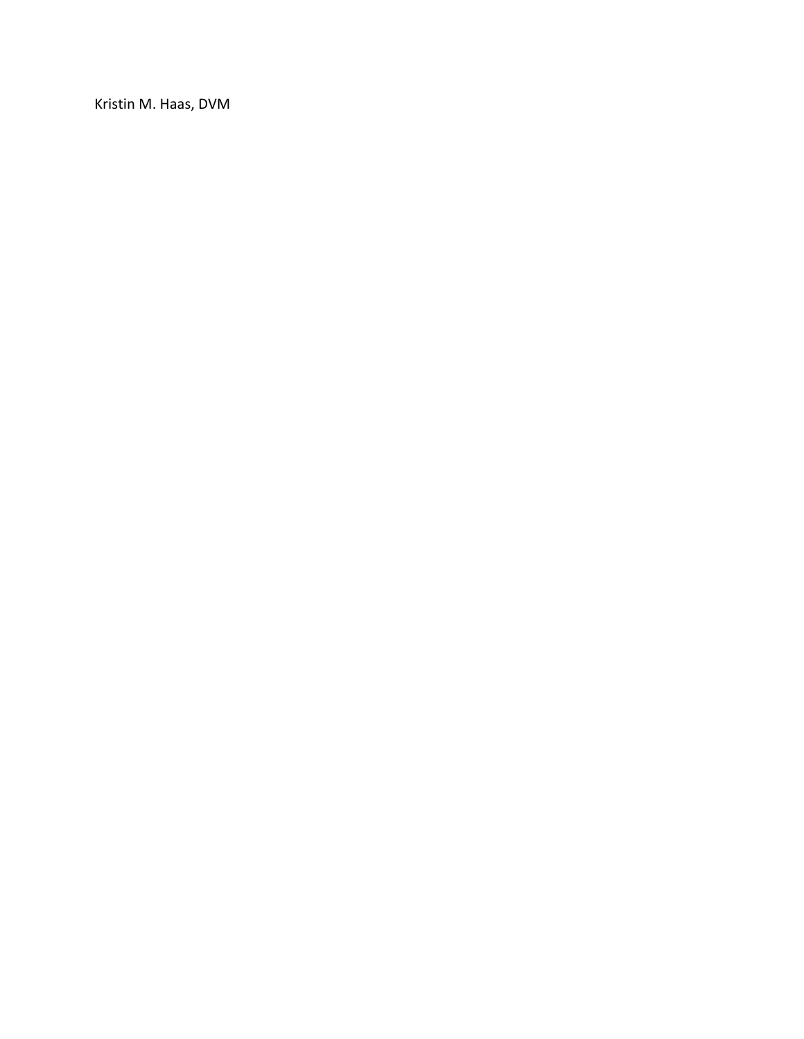Kristin M. Haas, DVM